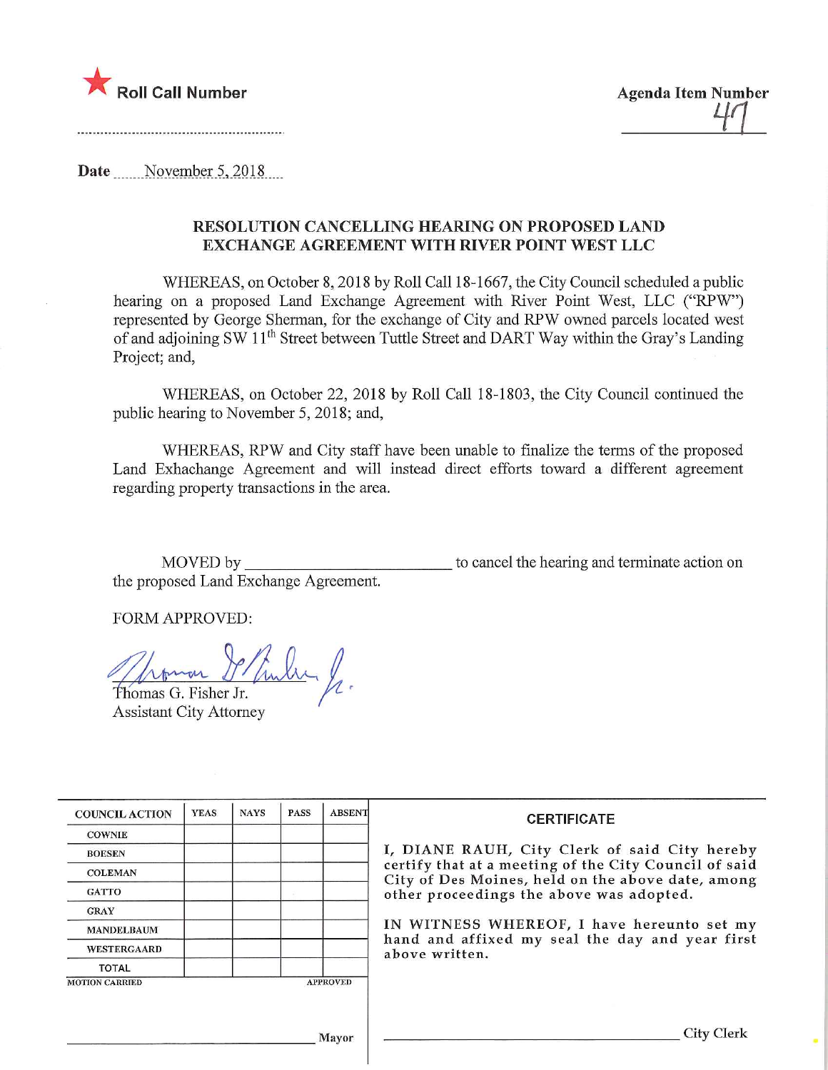★ Roll Call Number

Agenda Item Number
47

Date November 5, 2018

## RESOLUTION CANCELLING HEARING ON PROPOSED LAND EXCHANGE AGREEMENT WITH RIVER POINT WEST LLC

WHEREAS, on October 8, 2018 by Roll Call 18-1667, the City Council scheduled a public hearing on a proposed Land Exchange Agreement with River Point West, LLC ("RPW") represented by George Sherman, for the exchange of City and RPW owned parcels located west of and adjoining SW 11th Street between Tuttle Street and DART Way within the Gray's Landing Project; and,

WHEREAS, on October 22, 2018 by Roll Call 18-1803, the City Council continued the public hearing to November 5, 2018; and,

WHEREAS, RPW and City staff have been unable to finalize the terms of the proposed Land Exhachange Agreement and will instead direct efforts toward a different agreement regarding property transactions in the area.

MOVED by ________________________ to cancel the hearing and terminate action on the proposed Land Exchange Agreement.

FORM APPROVED:

Thomas G. Fisher Jr.
Assistant City Attorney

| COUNCIL ACTION | YEAS | NAYS | PASS | ABSENT |
| --- | --- | --- | --- | --- |
| COWNIE | | | | |
| BOESEN | | | | |
| COLEMAN | | | | |
| GATTO | | | | |
| GRAY | | | | |
| MANDELBAUM | | | | |
| WESTERGAARD | | | | |
| TOTAL | | | | |

MOTION CARRIED — APPROVED

________________________ Mayor

**CERTIFICATE**

I, DIANE RAUH, City Clerk of said City hereby certify that at a meeting of the City Council of said City of Des Moines, held on the above date, among other proceedings the above was adopted.

IN WITNESS WHEREOF, I have hereunto set my hand and affixed my seal the day and year first above written.

________________________ City Clerk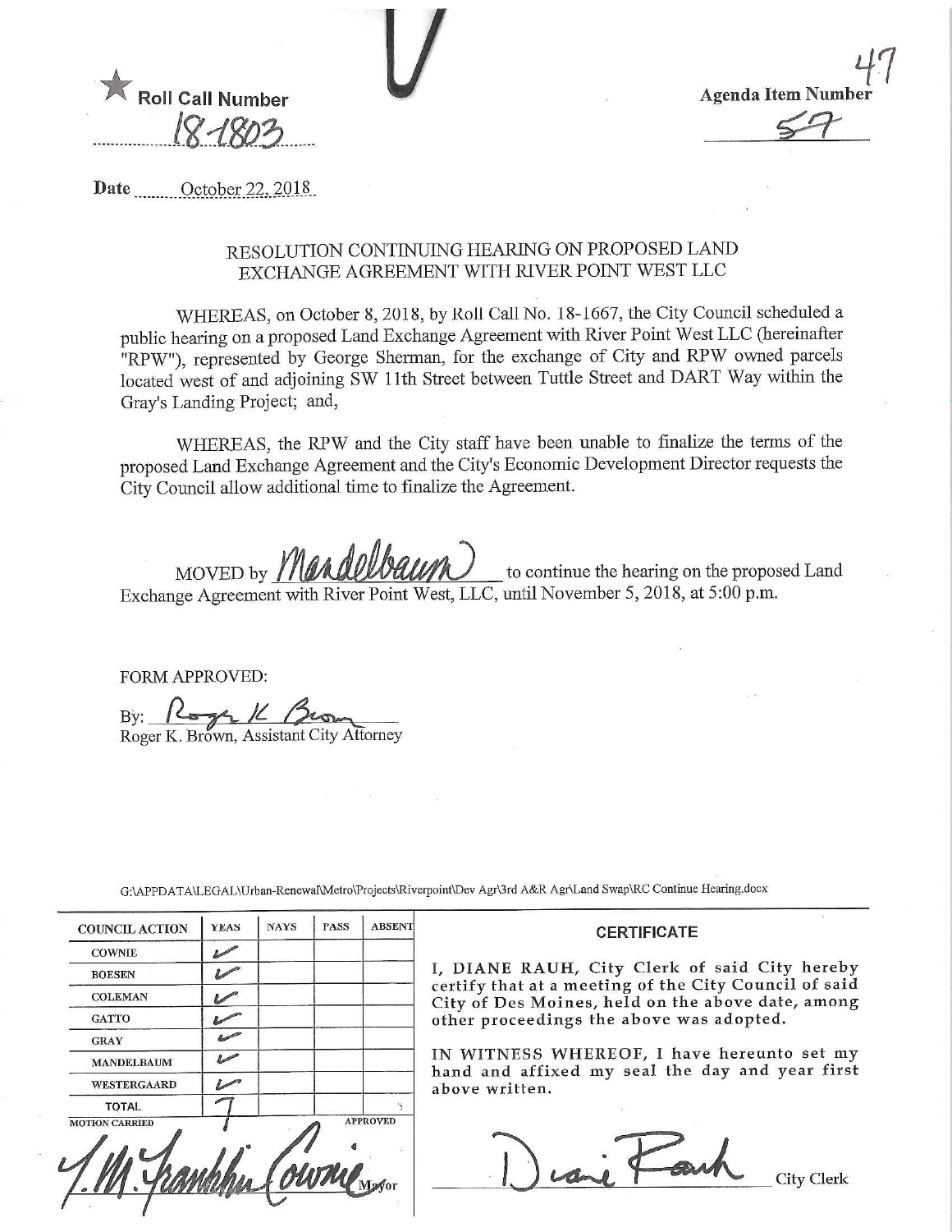★ Roll Call Number

18-1803

Agenda Item Number

47

57

Date October 22, 2018

RESOLUTION CONTINUING HEARING ON PROPOSED LAND EXCHANGE AGREEMENT WITH RIVER POINT WEST LLC

WHEREAS, on October 8, 2018, by Roll Call No. 18-1667, the City Council scheduled a public hearing on a proposed Land Exchange Agreement with River Point West LLC (hereinafter "RPW"), represented by George Sherman, for the exchange of City and RPW owned parcels located west of and adjoining SW 11th Street between Tuttle Street and DART Way within the Gray's Landing Project; and,

WHEREAS, the RPW and the City staff have been unable to finalize the terms of the proposed Land Exchange Agreement and the City's Economic Development Director requests the City Council allow additional time to finalize the Agreement.

MOVED by Mandelbaum to continue the hearing on the proposed Land Exchange Agreement with River Point West, LLC, until November 5, 2018, at 5:00 p.m.

FORM APPROVED:

By: Roger K. Brown
Roger K. Brown, Assistant City Attorney

G:\APPDATA\LEGAL\Urban-Renewal\Metro\Projects\Riverpoint\Dev Agr\3rd A&R Agr\Land Swap\RC Continue Hearing.docx

| COUNCIL ACTION | YEAS | NAYS | PASS | ABSENT |
|---|---|---|---|---|
| COWNIE | ✓ | | | |
| BOESEN | ✓ | | | |
| COLEMAN | ✓ | | | |
| GATTO | ✓ | | | |
| GRAY | ✓ | | | |
| MANDELBAUM | ✓ | | | |
| WESTERGAARD | ✓ | | | |
| TOTAL | 7 | | | |

MOTION CARRIED APPROVED

T. M. Franklin Cownie, Mayor

**CERTIFICATE**

I, DIANE RAUH, City Clerk of said City hereby certify that at a meeting of the City Council of said City of Des Moines, held on the above date, among other proceedings the above was adopted.

IN WITNESS WHEREOF, I have hereunto set my hand and affixed my seal the day and year first above written.

Diane Rauh City Clerk